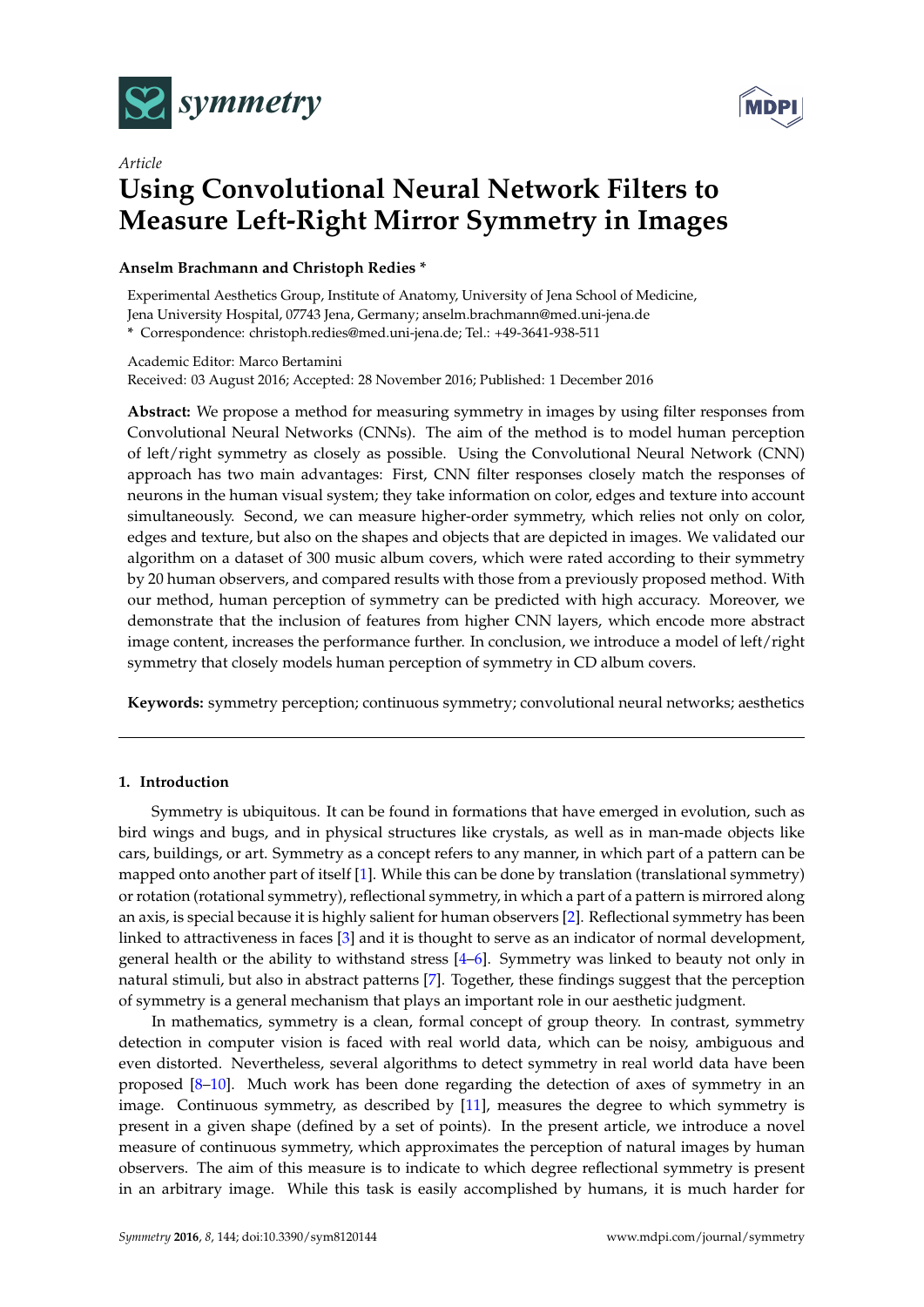*Article*

# Using Convolutional Neural Network Filters to Measure Left-Right Mirror Symmetry in Images

**Anselm Brachmann and Christoph Redies ***

Experimental Aesthetics Group, Institute of Anatomy, University of Jena School of Medicine, Jena University Hospital, 07743 Jena, Germany; anselm.brachmann@med.uni-jena.de

* Correspondence: christoph.redies@med.uni-jena.de; Tel.: +49-3641-938-511

Academic Editor: Marco Bertamini
Received: 03 August 2016; Accepted: 28 November 2016; Published: 1 December 2016

**Abstract:** We propose a method for measuring symmetry in images by using filter responses from Convolutional Neural Networks (CNNs). The aim of the method is to model human perception of left/right symmetry as closely as possible. Using the Convolutional Neural Network (CNN) approach has two main advantages: First, CNN filter responses closely match the responses of neurons in the human visual system; they take information on color, edges and texture into account simultaneously. Second, we can measure higher-order symmetry, which relies not only on color, edges and texture, but also on the shapes and objects that are depicted in images. We validated our algorithm on a dataset of 300 music album covers, which were rated according to their symmetry by 20 human observers, and compared results with those from a previously proposed method. With our method, human perception of symmetry can be predicted with high accuracy. Moreover, we demonstrate that the inclusion of features from higher CNN layers, which encode more abstract image content, increases the performance further. In conclusion, we introduce a model of left/right symmetry that closely models human perception of symmetry in CD album covers.

**Keywords:** symmetry perception; continuous symmetry; convolutional neural networks; aesthetics

---

## 1. Introduction

Symmetry is ubiquitous. It can be found in formations that have emerged in evolution, such as bird wings and bugs, and in physical structures like crystals, as well as in man-made objects like cars, buildings, or art. Symmetry as a concept refers to any manner, in which part of a pattern can be mapped onto another part of itself [1]. While this can be done by translation (translational symmetry) or rotation (rotational symmetry), reflectional symmetry, in which a part of a pattern is mirrored along an axis, is special because it is highly salient for human observers [2]. Reflectional symmetry has been linked to attractiveness in faces [3] and it is thought to serve as an indicator of normal development, general health or the ability to withstand stress [4–6]. Symmetry was linked to beauty not only in natural stimuli, but also in abstract patterns [7]. Together, these findings suggest that the perception of symmetry is a general mechanism that plays an important role in our aesthetic judgment.

In mathematics, symmetry is a clean, formal concept of group theory. In contrast, symmetry detection in computer vision is faced with real world data, which can be noisy, ambiguous and even distorted. Nevertheless, several algorithms to detect symmetry in real world data have been proposed [8–10]. Much work has been done regarding the detection of axes of symmetry in an image. Continuous symmetry, as described by [11], measures the degree to which symmetry is present in a given shape (defined by a set of points). In the present article, we introduce a novel measure of continuous symmetry, which approximates the perception of natural images by human observers. The aim of this measure is to indicate to which degree reflectional symmetry is present in an arbitrary image. While this task is easily accomplished by humans, it is much harder for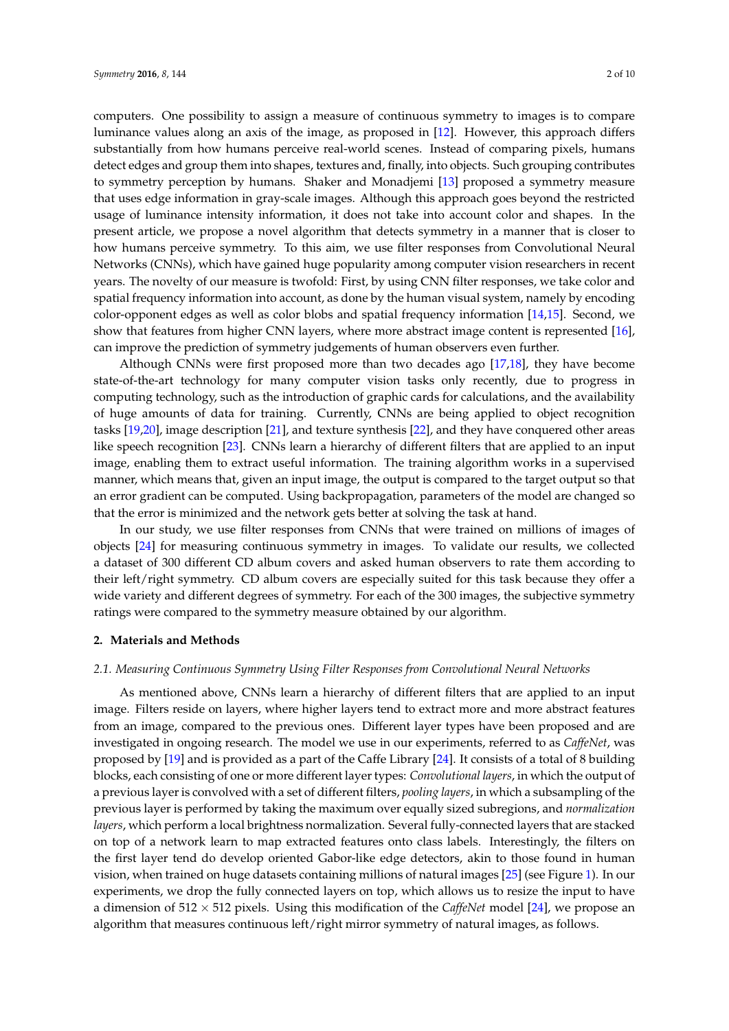computers. One possibility to assign a measure of continuous symmetry to images is to compare luminance values along an axis of the image, as proposed in [12]. However, this approach differs substantially from how humans perceive real-world scenes. Instead of comparing pixels, humans detect edges and group them into shapes, textures and, finally, into objects. Such grouping contributes to symmetry perception by humans. Shaker and Monadjemi [13] proposed a symmetry measure that uses edge information in gray-scale images. Although this approach goes beyond the restricted usage of luminance intensity information, it does not take into account color and shapes. In the present article, we propose a novel algorithm that detects symmetry in a manner that is closer to how humans perceive symmetry. To this aim, we use filter responses from Convolutional Neural Networks (CNNs), which have gained huge popularity among computer vision researchers in recent years. The novelty of our measure is twofold: First, by using CNN filter responses, we take color and spatial frequency information into account, as done by the human visual system, namely by encoding color-opponent edges as well as color blobs and spatial frequency information [14,15]. Second, we show that features from higher CNN layers, where more abstract image content is represented [16], can improve the prediction of symmetry judgements of human observers even further.

Although CNNs were first proposed more than two decades ago [17,18], they have become state-of-the-art technology for many computer vision tasks only recently, due to progress in computing technology, such as the introduction of graphic cards for calculations, and the availability of huge amounts of data for training. Currently, CNNs are being applied to object recognition tasks [19,20], image description [21], and texture synthesis [22], and they have conquered other areas like speech recognition [23]. CNNs learn a hierarchy of different filters that are applied to an input image, enabling them to extract useful information. The training algorithm works in a supervised manner, which means that, given an input image, the output is compared to the target output so that an error gradient can be computed. Using backpropagation, parameters of the model are changed so that the error is minimized and the network gets better at solving the task at hand.

In our study, we use filter responses from CNNs that were trained on millions of images of objects [24] for measuring continuous symmetry in images. To validate our results, we collected a dataset of 300 different CD album covers and asked human observers to rate them according to their left/right symmetry. CD album covers are especially suited for this task because they offer a wide variety and different degrees of symmetry. For each of the 300 images, the subjective symmetry ratings were compared to the symmetry measure obtained by our algorithm.

## 2. Materials and Methods

### *2.1. Measuring Continuous Symmetry Using Filter Responses from Convolutional Neural Networks*

As mentioned above, CNNs learn a hierarchy of different filters that are applied to an input image. Filters reside on layers, where higher layers tend to extract more and more abstract features from an image, compared to the previous ones. Different layer types have been proposed and are investigated in ongoing research. The model we use in our experiments, referred to as *CaffeNet*, was proposed by [19] and is provided as a part of the Caffe Library [24]. It consists of a total of 8 building blocks, each consisting of one or more different layer types: *Convolutional layers*, in which the output of a previous layer is convolved with a set of different filters, *pooling layers*, in which a subsampling of the previous layer is performed by taking the maximum over equally sized subregions, and *normalization layers*, which perform a local brightness normalization. Several fully-connected layers that are stacked on top of a network learn to map extracted features onto class labels. Interestingly, the filters on the first layer tend do develop oriented Gabor-like edge detectors, akin to those found in human vision, when trained on huge datasets containing millions of natural images [25] (see Figure 1). In our experiments, we drop the fully connected layers on top, which allows us to resize the input to have a dimension of $512 \times 512$ pixels. Using this modification of the *CaffeNet* model [24], we propose an algorithm that measures continuous left/right mirror symmetry of natural images, as follows.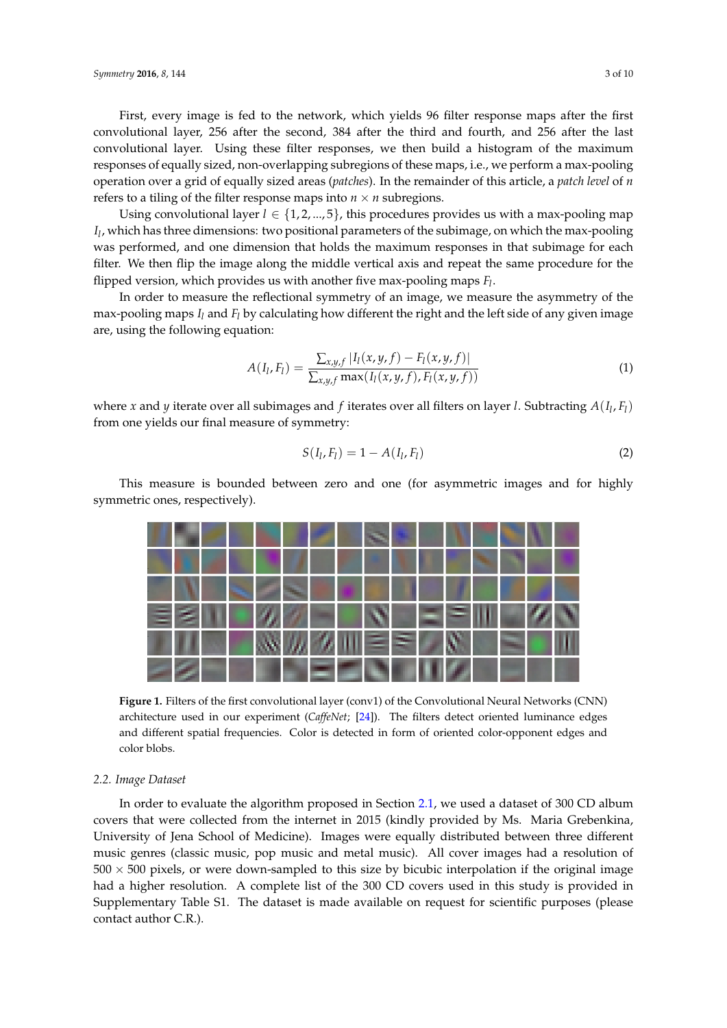First, every image is fed to the network, which yields 96 filter response maps after the first convolutional layer, 256 after the second, 384 after the third and fourth, and 256 after the last convolutional layer. Using these filter responses, we then build a histogram of the maximum responses of equally sized, non-overlapping subregions of these maps, i.e., we perform a max-pooling operation over a grid of equally sized areas (*patches*). In the remainder of this article, a *patch level* of $n$ refers to a tiling of the filter response maps into $n \times n$ subregions.

Using convolutional layer $l \in \{1, 2, ..., 5\}$, this procedures provides us with a max-pooling map $I_l$, which has three dimensions: two positional parameters of the subimage, on which the max-pooling was performed, and one dimension that holds the maximum responses in that subimage for each filter. We then flip the image along the middle vertical axis and repeat the same procedure for the flipped version, which provides us with another five max-pooling maps $F_l$.

In order to measure the reflectional symmetry of an image, we measure the asymmetry of the max-pooling maps $I_l$ and $F_l$ by calculating how different the right and the left side of any given image are, using the following equation:

$$A(I_l, F_l) = \frac{\sum_{x,y,f} |I_l(x, y, f) - F_l(x, y, f)|}{\sum_{x,y,f} \max(I_l(x, y, f), F_l(x, y, f))} \tag{1}$$

where $x$ and $y$ iterate over all subimages and $f$ iterates over all filters on layer $l$. Subtracting $A(I_l, F_l)$ from one yields our final measure of symmetry:

$$S(I_l, F_l) = 1 - A(I_l, F_l) \tag{2}$$

This measure is bounded between zero and one (for asymmetric images and for highly symmetric ones, respectively).

**Figure 1.** Filters of the first convolutional layer (conv1) of the Convolutional Neural Networks (CNN) architecture used in our experiment (*CaffeNet*; [24]). The filters detect oriented luminance edges and different spatial frequencies. Color is detected in form of oriented color-opponent edges and color blobs.

### 2.2. Image Dataset

In order to evaluate the algorithm proposed in Section 2.1, we used a dataset of 300 CD album covers that were collected from the internet in 2015 (kindly provided by Ms. Maria Grebenkina, University of Jena School of Medicine). Images were equally distributed between three different music genres (classic music, pop music and metal music). All cover images had a resolution of $500 \times 500$ pixels, or were down-sampled to this size by bicubic interpolation if the original image had a higher resolution. A complete list of the 300 CD covers used in this study is provided in Supplementary Table S1. The dataset is made available on request for scientific purposes (please contact author C.R.).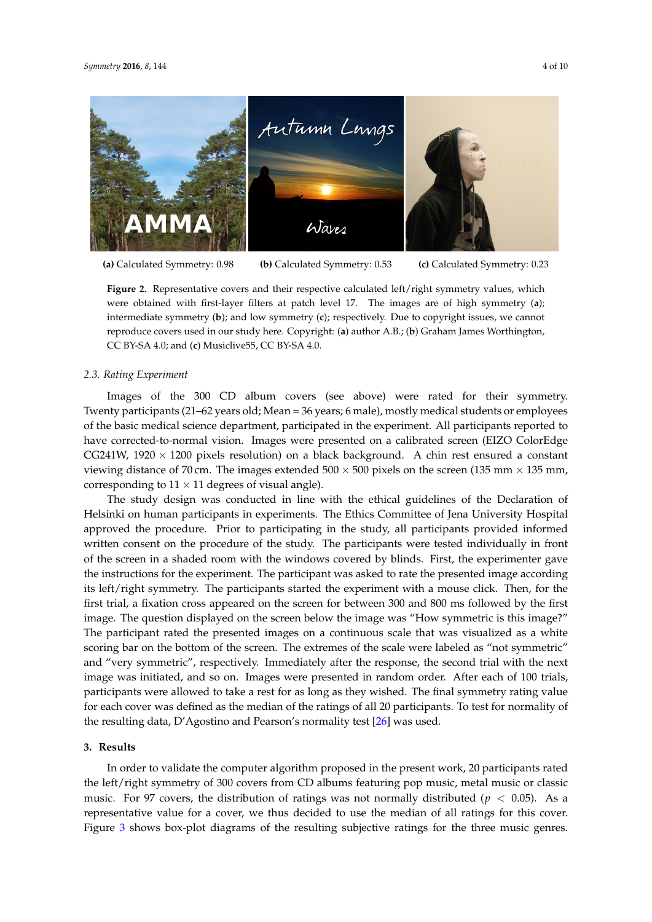(a) Calculated Symmetry: 0.98 (b) Calculated Symmetry: 0.53 (c) Calculated Symmetry: 0.23

**Figure 2.** Representative covers and their respective calculated left/right symmetry values, which were obtained with first-layer filters at patch level 17. The images are of high symmetry (**a**); intermediate symmetry (**b**); and low symmetry (**c**); respectively. Due to copyright issues, we cannot reproduce covers used in our study here. Copyright: (**a**) author A.B.; (**b**) Graham James Worthington, CC BY-SA 4.0; and (**c**) Musiclive55, CC BY-SA 4.0.

### 2.3. Rating Experiment

Images of the 300 CD album covers (see above) were rated for their symmetry. Twenty participants (21–62 years old; Mean = 36 years; 6 male), mostly medical students or employees of the basic medical science department, participated in the experiment. All participants reported to have corrected-to-normal vision. Images were presented on a calibrated screen (EIZO ColorEdge CG241W, 1920 × 1200 pixels resolution) on a black background. A chin rest ensured a constant viewing distance of 70 cm. The images extended 500 × 500 pixels on the screen (135 mm × 135 mm, corresponding to 11 × 11 degrees of visual angle).

The study design was conducted in line with the ethical guidelines of the Declaration of Helsinki on human participants in experiments. The Ethics Committee of Jena University Hospital approved the procedure. Prior to participating in the study, all participants provided informed written consent on the procedure of the study. The participants were tested individually in front of the screen in a shaded room with the windows covered by blinds. First, the experimenter gave the instructions for the experiment. The participant was asked to rate the presented image according its left/right symmetry. The participants started the experiment with a mouse click. Then, for the first trial, a fixation cross appeared on the screen for between 300 and 800 ms followed by the first image. The question displayed on the screen below the image was "How symmetric is this image?" The participant rated the presented images on a continuous scale that was visualized as a white scoring bar on the bottom of the screen. The extremes of the scale were labeled as "not symmetric" and "very symmetric", respectively. Immediately after the response, the second trial with the next image was initiated, and so on. Images were presented in random order. After each of 100 trials, participants were allowed to take a rest for as long as they wished. The final symmetry rating value for each cover was defined as the median of the ratings of all 20 participants. To test for normality of the resulting data, D'Agostino and Pearson's normality test [26] was used.

## 3. Results

In order to validate the computer algorithm proposed in the present work, 20 participants rated the left/right symmetry of 300 covers from CD albums featuring pop music, metal music or classic music. For 97 covers, the distribution of ratings was not normally distributed ($p < 0.05$). As a representative value for a cover, we thus decided to use the median of all ratings for this cover. Figure 3 shows box-plot diagrams of the resulting subjective ratings for the three music genres.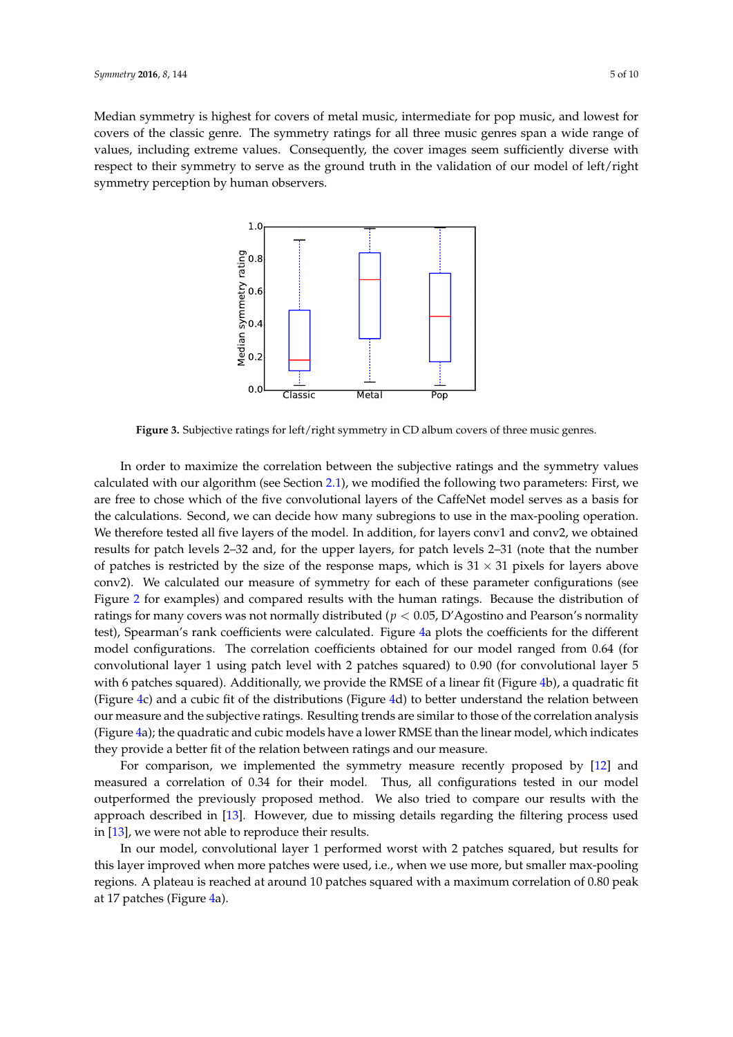Median symmetry is highest for covers of metal music, intermediate for pop music, and lowest for covers of the classic genre. The symmetry ratings for all three music genres span a wide range of values, including extreme values. Consequently, the cover images seem sufficiently diverse with respect to their symmetry to serve as the ground truth in the validation of our model of left/right symmetry perception by human observers.

**Figure 3.** Subjective ratings for left/right symmetry in CD album covers of three music genres.

In order to maximize the correlation between the subjective ratings and the symmetry values calculated with our algorithm (see Section 2.1), we modified the following two parameters: First, we are free to chose which of the five convolutional layers of the CaffeNet model serves as a basis for the calculations. Second, we can decide how many subregions to use in the max-pooling operation. We therefore tested all five layers of the model. In addition, for layers conv1 and conv2, we obtained results for patch levels 2–32 and, for the upper layers, for patch levels 2–31 (note that the number of patches is restricted by the size of the response maps, which is $31 \times 31$ pixels for layers above conv2). We calculated our measure of symmetry for each of these parameter configurations (see Figure 2 for examples) and compared results with the human ratings. Because the distribution of ratings for many covers was not normally distributed ($p < 0.05$, D'Agostino and Pearson's normality test), Spearman's rank coefficients were calculated. Figure 4a plots the coefficients for the different model configurations. The correlation coefficients obtained for our model ranged from 0.64 (for convolutional layer 1 using patch level with 2 patches squared) to 0.90 (for convolutional layer 5 with 6 patches squared). Additionally, we provide the RMSE of a linear fit (Figure 4b), a quadratic fit (Figure 4c) and a cubic fit of the distributions (Figure 4d) to better understand the relation between our measure and the subjective ratings. Resulting trends are similar to those of the correlation analysis (Figure 4a); the quadratic and cubic models have a lower RMSE than the linear model, which indicates they provide a better fit of the relation between ratings and our measure.

For comparison, we implemented the symmetry measure recently proposed by [12] and measured a correlation of 0.34 for their model. Thus, all configurations tested in our model outperformed the previously proposed method. We also tried to compare our results with the approach described in [13]. However, due to missing details regarding the filtering process used in [13], we were not able to reproduce their results.

In our model, convolutional layer 1 performed worst with 2 patches squared, but results for this layer improved when more patches were used, i.e., when we use more, but smaller max-pooling regions. A plateau is reached at around 10 patches squared with a maximum correlation of 0.80 peak at 17 patches (Figure 4a).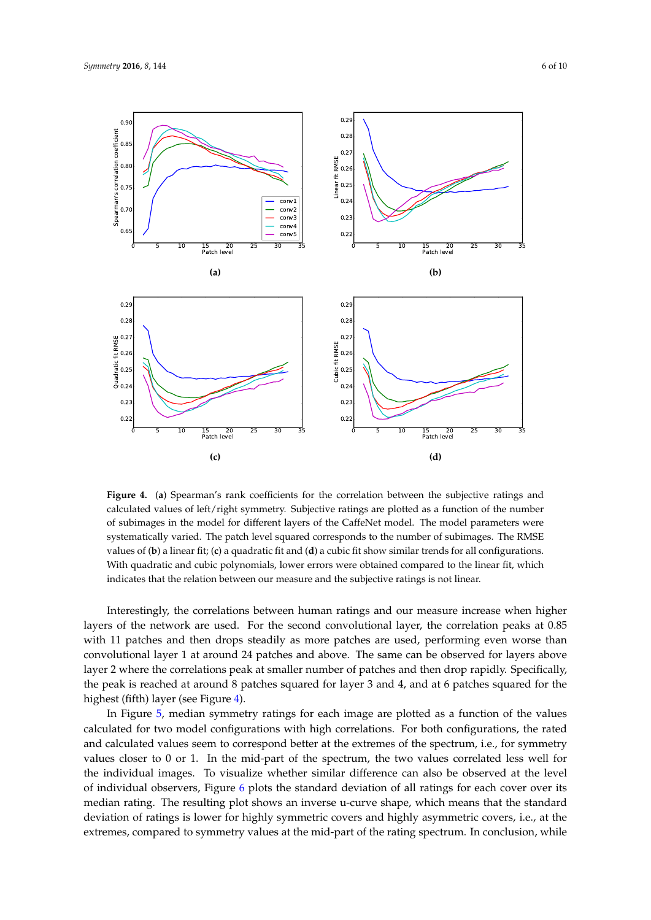**Figure 4.** (**a**) Spearman's rank coefficients for the correlation between the subjective ratings and calculated values of left/right symmetry. Subjective ratings are plotted as a function of the number of subimages in the model for different layers of the CaffeNet model. The model parameters were systematically varied. The patch level squared corresponds to the number of subimages. The RMSE values of (**b**) a linear fit; (**c**) a quadratic fit and (**d**) a cubic fit show similar trends for all configurations. With quadratic and cubic polynomials, lower errors were obtained compared to the linear fit, which indicates that the relation between our measure and the subjective ratings is not linear.

Interestingly, the correlations between human ratings and our measure increase when higher layers of the network are used. For the second convolutional layer, the correlation peaks at 0.85 with 11 patches and then drops steadily as more patches are used, performing even worse than convolutional layer 1 at around 24 patches and above. The same can be observed for layers above layer 2 where the correlations peak at smaller number of patches and then drop rapidly. Specifically, the peak is reached at around 8 patches squared for layer 3 and 4, and at 6 patches squared for the highest (fifth) layer (see Figure 4).

In Figure 5, median symmetry ratings for each image are plotted as a function of the values calculated for two model configurations with high correlations. For both configurations, the rated and calculated values seem to correspond better at the extremes of the spectrum, i.e., for symmetry values closer to 0 or 1. In the mid-part of the spectrum, the two values correlated less well for the individual images. To visualize whether similar difference can also be observed at the level of individual observers, Figure 6 plots the standard deviation of all ratings for each cover over its median rating. The resulting plot shows an inverse u-curve shape, which means that the standard deviation of ratings is lower for highly symmetric covers and highly asymmetric covers, i.e., at the extremes, compared to symmetry values at the mid-part of the rating spectrum. In conclusion, while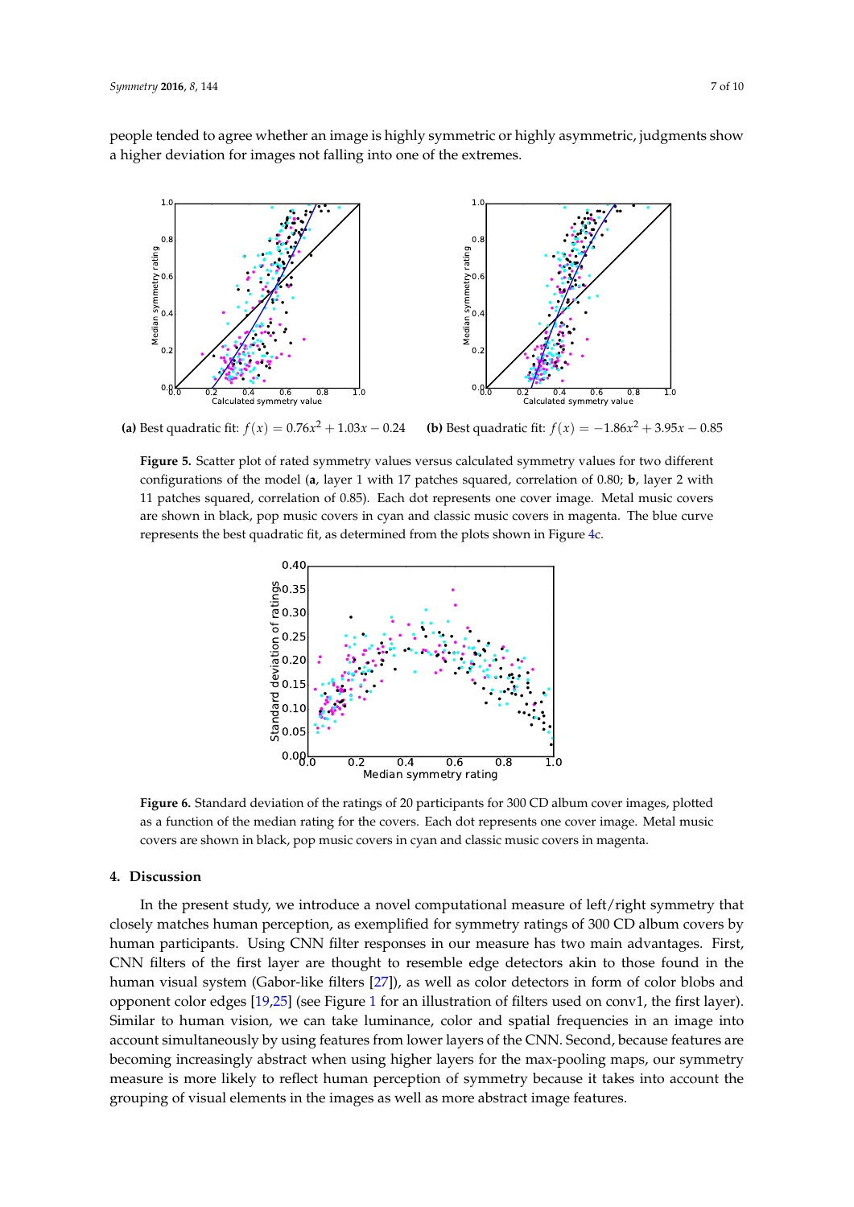people tended to agree whether an image is highly symmetric or highly asymmetric, judgments show a higher deviation for images not falling into one of the extremes.

**(a)** Best quadratic fit: $f(x) = 0.76x^2 + 1.03x - 0.24$ **(b)** Best quadratic fit: $f(x) = -1.86x^2 + 3.95x - 0.85$

**Figure 5.** Scatter plot of rated symmetry values versus calculated symmetry values for two different configurations of the model (**a**, layer 1 with 17 patches squared, correlation of 0.80; **b**, layer 2 with 11 patches squared, correlation of 0.85). Each dot represents one cover image. Metal music covers are shown in black, pop music covers in cyan and classic music covers in magenta. The blue curve represents the best quadratic fit, as determined from the plots shown in Figure 4c.

**Figure 6.** Standard deviation of the ratings of 20 participants for 300 CD album cover images, plotted as a function of the median rating for the covers. Each dot represents one cover image. Metal music covers are shown in black, pop music covers in cyan and classic music covers in magenta.

## 4. Discussion

In the present study, we introduce a novel computational measure of left/right symmetry that closely matches human perception, as exemplified for symmetry ratings of 300 CD album covers by human participants. Using CNN filter responses in our measure has two main advantages. First, CNN filters of the first layer are thought to resemble edge detectors akin to those found in the human visual system (Gabor-like filters [27]), as well as color detectors in form of color blobs and opponent color edges [19,25] (see Figure 1 for an illustration of filters used on conv1, the first layer). Similar to human vision, we can take luminance, color and spatial frequencies in an image into account simultaneously by using features from lower layers of the CNN. Second, because features are becoming increasingly abstract when using higher layers for the max-pooling maps, our symmetry measure is more likely to reflect human perception of symmetry because it takes into account the grouping of visual elements in the images as well as more abstract image features.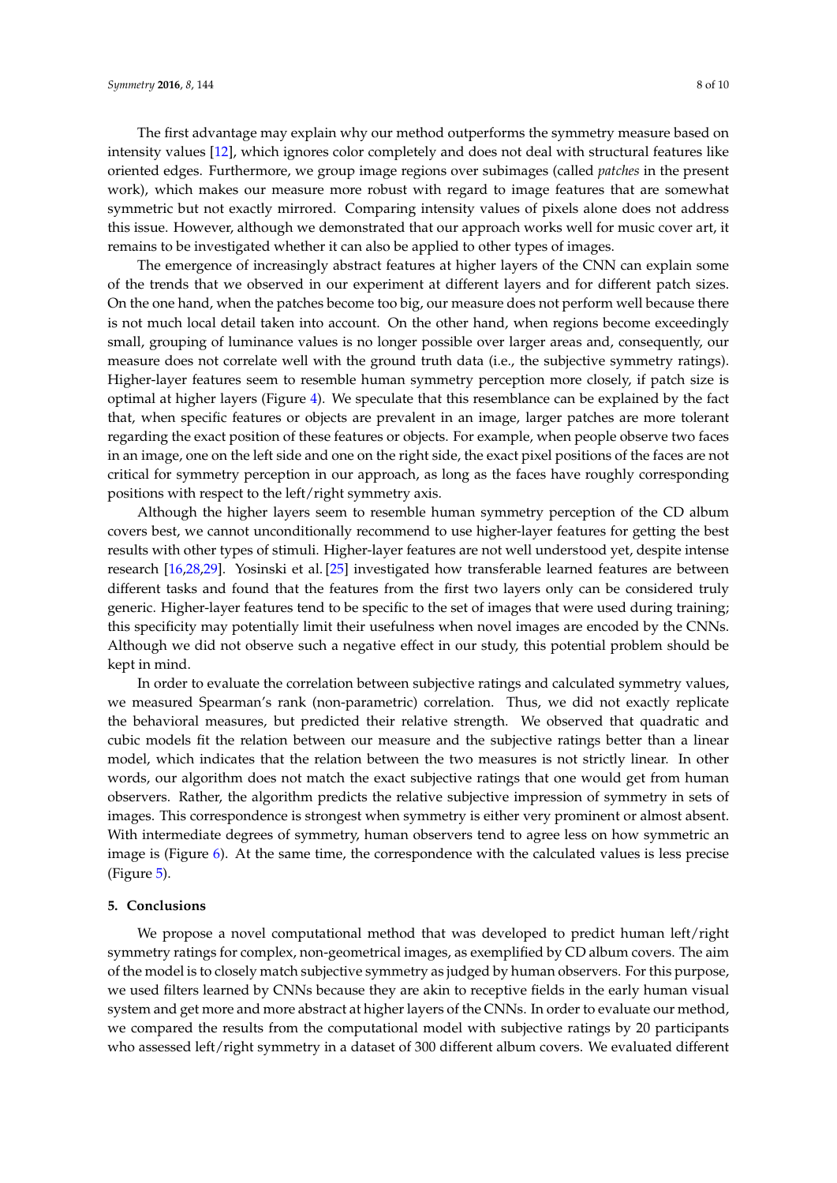The first advantage may explain why our method outperforms the symmetry measure based on intensity values [12], which ignores color completely and does not deal with structural features like oriented edges. Furthermore, we group image regions over subimages (called *patches* in the present work), which makes our measure more robust with regard to image features that are somewhat symmetric but not exactly mirrored. Comparing intensity values of pixels alone does not address this issue. However, although we demonstrated that our approach works well for music cover art, it remains to be investigated whether it can also be applied to other types of images.

The emergence of increasingly abstract features at higher layers of the CNN can explain some of the trends that we observed in our experiment at different layers and for different patch sizes. On the one hand, when the patches become too big, our measure does not perform well because there is not much local detail taken into account. On the other hand, when regions become exceedingly small, grouping of luminance values is no longer possible over larger areas and, consequently, our measure does not correlate well with the ground truth data (i.e., the subjective symmetry ratings). Higher-layer features seem to resemble human symmetry perception more closely, if patch size is optimal at higher layers (Figure 4). We speculate that this resemblance can be explained by the fact that, when specific features or objects are prevalent in an image, larger patches are more tolerant regarding the exact position of these features or objects. For example, when people observe two faces in an image, one on the left side and one on the right side, the exact pixel positions of the faces are not critical for symmetry perception in our approach, as long as the faces have roughly corresponding positions with respect to the left/right symmetry axis.

Although the higher layers seem to resemble human symmetry perception of the CD album covers best, we cannot unconditionally recommend to use higher-layer features for getting the best results with other types of stimuli. Higher-layer features are not well understood yet, despite intense research [16,28,29]. Yosinski et al. [25] investigated how transferable learned features are between different tasks and found that the features from the first two layers only can be considered truly generic. Higher-layer features tend to be specific to the set of images that were used during training; this specificity may potentially limit their usefulness when novel images are encoded by the CNNs. Although we did not observe such a negative effect in our study, this potential problem should be kept in mind.

In order to evaluate the correlation between subjective ratings and calculated symmetry values, we measured Spearman's rank (non-parametric) correlation. Thus, we did not exactly replicate the behavioral measures, but predicted their relative strength. We observed that quadratic and cubic models fit the relation between our measure and the subjective ratings better than a linear model, which indicates that the relation between the two measures is not strictly linear. In other words, our algorithm does not match the exact subjective ratings that one would get from human observers. Rather, the algorithm predicts the relative subjective impression of symmetry in sets of images. This correspondence is strongest when symmetry is either very prominent or almost absent. With intermediate degrees of symmetry, human observers tend to agree less on how symmetric an image is (Figure 6). At the same time, the correspondence with the calculated values is less precise (Figure 5).

## 5. Conclusions

We propose a novel computational method that was developed to predict human left/right symmetry ratings for complex, non-geometrical images, as exemplified by CD album covers. The aim of the model is to closely match subjective symmetry as judged by human observers. For this purpose, we used filters learned by CNNs because they are akin to receptive fields in the early human visual system and get more and more abstract at higher layers of the CNNs. In order to evaluate our method, we compared the results from the computational model with subjective ratings by 20 participants who assessed left/right symmetry in a dataset of 300 different album covers. We evaluated different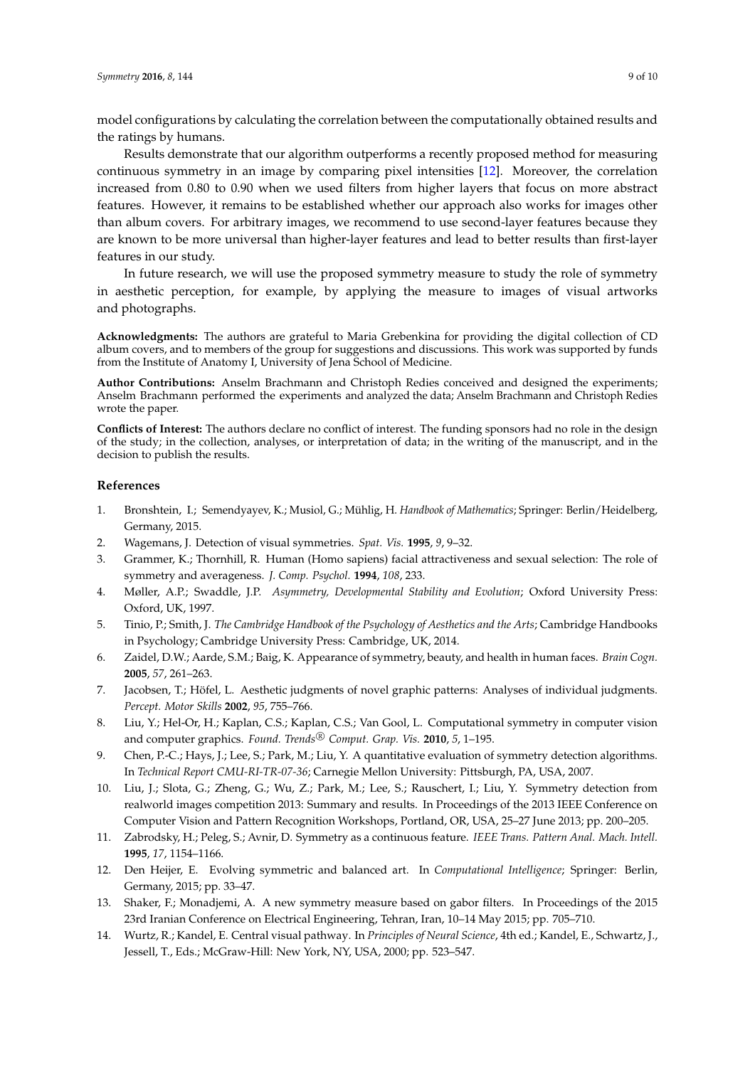model configurations by calculating the correlation between the computationally obtained results and the ratings by humans.

Results demonstrate that our algorithm outperforms a recently proposed method for measuring continuous symmetry in an image by comparing pixel intensities [12]. Moreover, the correlation increased from 0.80 to 0.90 when we used filters from higher layers that focus on more abstract features. However, it remains to be established whether our approach also works for images other than album covers. For arbitrary images, we recommend to use second-layer features because they are known to be more universal than higher-layer features and lead to better results than first-layer features in our study.

In future research, we will use the proposed symmetry measure to study the role of symmetry in aesthetic perception, for example, by applying the measure to images of visual artworks and photographs.

**Acknowledgments:** The authors are grateful to Maria Grebenkina for providing the digital collection of CD album covers, and to members of the group for suggestions and discussions. This work was supported by funds from the Institute of Anatomy I, University of Jena School of Medicine.

**Author Contributions:** Anselm Brachmann and Christoph Redies conceived and designed the experiments; Anselm Brachmann performed the experiments and analyzed the data; Anselm Brachmann and Christoph Redies wrote the paper.

**Conflicts of Interest:** The authors declare no conflict of interest. The funding sponsors had no role in the design of the study; in the collection, analyses, or interpretation of data; in the writing of the manuscript, and in the decision to publish the results.

## References

1. Bronshtein, I.; Semendyayev, K.; Musiol, G.; Mühlig, H. *Handbook of Mathematics*; Springer: Berlin/Heidelberg, Germany, 2015.
2. Wagemans, J. Detection of visual symmetries. *Spat. Vis.* **1995**, *9*, 9–32.
3. Grammer, K.; Thornhill, R. Human (Homo sapiens) facial attractiveness and sexual selection: The role of symmetry and averageness. *J. Comp. Psychol.* **1994**, *108*, 233.
4. Møller, A.P.; Swaddle, J.P. *Asymmetry, Developmental Stability and Evolution*; Oxford University Press: Oxford, UK, 1997.
5. Tinio, P.; Smith, J. *The Cambridge Handbook of the Psychology of Aesthetics and the Arts*; Cambridge Handbooks in Psychology; Cambridge University Press: Cambridge, UK, 2014.
6. Zaidel, D.W.; Aarde, S.M.; Baig, K. Appearance of symmetry, beauty, and health in human faces. *Brain Cogn.* **2005**, *57*, 261–263.
7. Jacobsen, T.; Höfel, L. Aesthetic judgments of novel graphic patterns: Analyses of individual judgments. *Percept. Motor Skills* **2002**, *95*, 755–766.
8. Liu, Y.; Hel-Or, H.; Kaplan, C.S.; Kaplan, C.S.; Van Gool, L. Computational symmetry in computer vision and computer graphics. *Found. Trends® Comput. Grap. Vis.* **2010**, *5*, 1–195.
9. Chen, P.-C.; Hays, J.; Lee, S.; Park, M.; Liu, Y. A quantitative evaluation of symmetry detection algorithms. In *Technical Report CMU-RI-TR-07-36*; Carnegie Mellon University: Pittsburgh, PA, USA, 2007.
10. Liu, J.; Slota, G.; Zheng, G.; Wu, Z.; Park, M.; Lee, S.; Rauschert, I.; Liu, Y. Symmetry detection from realworld images competition 2013: Summary and results. In Proceedings of the 2013 IEEE Conference on Computer Vision and Pattern Recognition Workshops, Portland, OR, USA, 25–27 June 2013; pp. 200–205.
11. Zabrodsky, H.; Peleg, S.; Avnir, D. Symmetry as a continuous feature. *IEEE Trans. Pattern Anal. Mach. Intell.* **1995**, *17*, 1154–1166.
12. Den Heijer, E. Evolving symmetric and balanced art. In *Computational Intelligence*; Springer: Berlin, Germany, 2015; pp. 33–47.
13. Shaker, F.; Monadjemi, A. A new symmetry measure based on gabor filters. In Proceedings of the 2015 23rd Iranian Conference on Electrical Engineering, Tehran, Iran, 10–14 May 2015; pp. 705–710.
14. Wurtz, R.; Kandel, E. Central visual pathway. In *Principles of Neural Science*, 4th ed.; Kandel, E., Schwartz, J., Jessell, T., Eds.; McGraw-Hill: New York, NY, USA, 2000; pp. 523–547.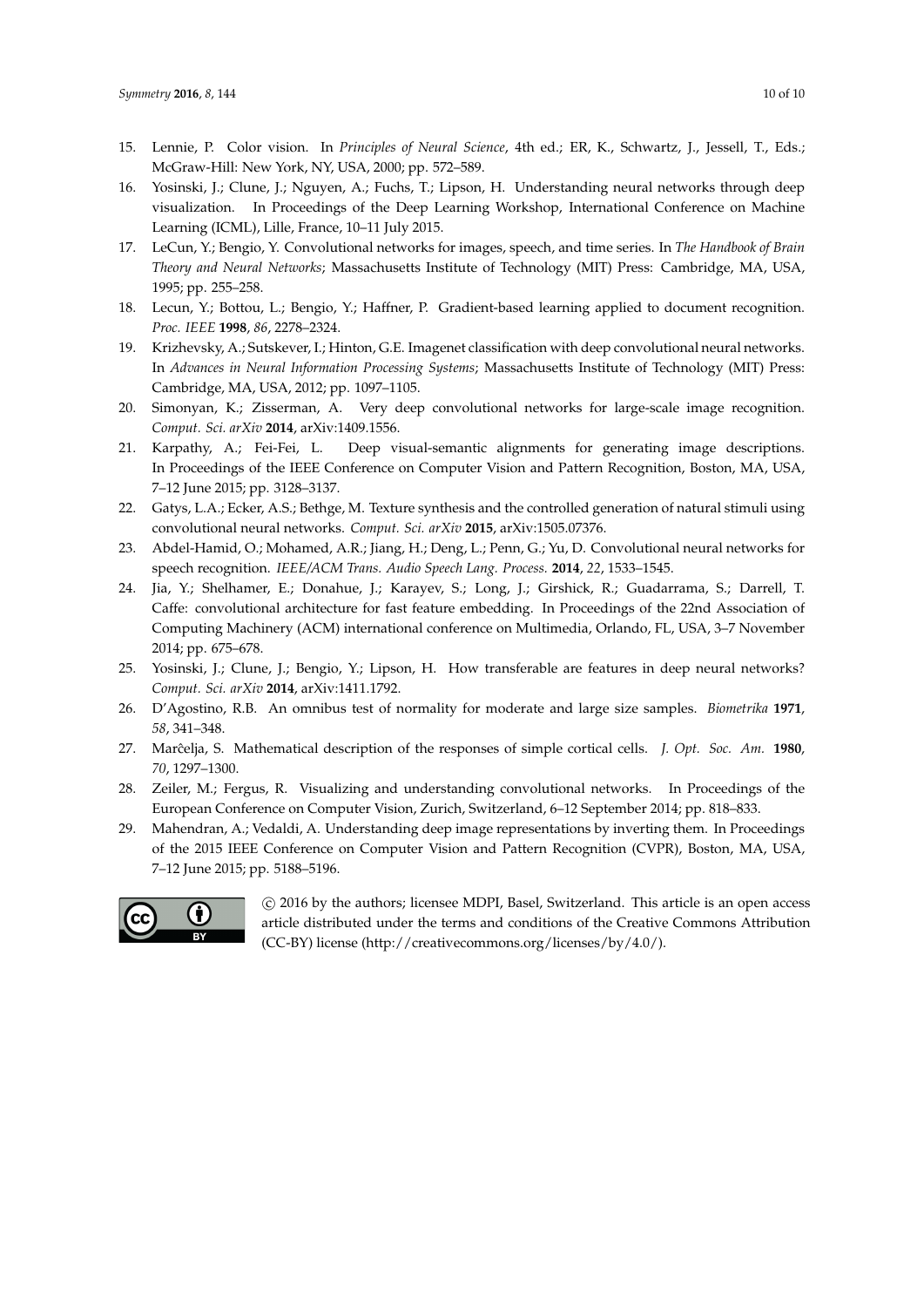15. Lennie, P. Color vision. In *Principles of Neural Science*, 4th ed.; ER, K., Schwartz, J., Jessell, T., Eds.; McGraw-Hill: New York, NY, USA, 2000; pp. 572–589.
16. Yosinski, J.; Clune, J.; Nguyen, A.; Fuchs, T.; Lipson, H. Understanding neural networks through deep visualization. In Proceedings of the Deep Learning Workshop, International Conference on Machine Learning (ICML), Lille, France, 10–11 July 2015.
17. LeCun, Y.; Bengio, Y. Convolutional networks for images, speech, and time series. In *The Handbook of Brain Theory and Neural Networks*; Massachusetts Institute of Technology (MIT) Press: Cambridge, MA, USA, 1995; pp. 255–258.
18. Lecun, Y.; Bottou, L.; Bengio, Y.; Haffner, P. Gradient-based learning applied to document recognition. *Proc. IEEE* **1998**, *86*, 2278–2324.
19. Krizhevsky, A.; Sutskever, I.; Hinton, G.E. Imagenet classification with deep convolutional neural networks. In *Advances in Neural Information Processing Systems*; Massachusetts Institute of Technology (MIT) Press: Cambridge, MA, USA, 2012; pp. 1097–1105.
20. Simonyan, K.; Zisserman, A. Very deep convolutional networks for large-scale image recognition. *Comput. Sci. arXiv* **2014**, arXiv:1409.1556.
21. Karpathy, A.; Fei-Fei, L. Deep visual-semantic alignments for generating image descriptions. In Proceedings of the IEEE Conference on Computer Vision and Pattern Recognition, Boston, MA, USA, 7–12 June 2015; pp. 3128–3137.
22. Gatys, L.A.; Ecker, A.S.; Bethge, M. Texture synthesis and the controlled generation of natural stimuli using convolutional neural networks. *Comput. Sci. arXiv* **2015**, arXiv:1505.07376.
23. Abdel-Hamid, O.; Mohamed, A.R.; Jiang, H.; Deng, L.; Penn, G.; Yu, D. Convolutional neural networks for speech recognition. *IEEE/ACM Trans. Audio Speech Lang. Process.* **2014**, *22*, 1533–1545.
24. Jia, Y.; Shelhamer, E.; Donahue, J.; Karayev, S.; Long, J.; Girshick, R.; Guadarrama, S.; Darrell, T. Caffe: convolutional architecture for fast feature embedding. In Proceedings of the 22nd Association of Computing Machinery (ACM) international conference on Multimedia, Orlando, FL, USA, 3–7 November 2014; pp. 675–678.
25. Yosinski, J.; Clune, J.; Bengio, Y.; Lipson, H. How transferable are features in deep neural networks? *Comput. Sci. arXiv* **2014**, arXiv:1411.1792.
26. D'Agostino, R.B. An omnibus test of normality for moderate and large size samples. *Biometrika* **1971**, *58*, 341–348.
27. Marĉelja, S. Mathematical description of the responses of simple cortical cells. *J. Opt. Soc. Am.* **1980**, *70*, 1297–1300.
28. Zeiler, M.; Fergus, R. Visualizing and understanding convolutional networks. In Proceedings of the European Conference on Computer Vision, Zurich, Switzerland, 6–12 September 2014; pp. 818–833.
29. Mahendran, A.; Vedaldi, A. Understanding deep image representations by inverting them. In Proceedings of the 2015 IEEE Conference on Computer Vision and Pattern Recognition (CVPR), Boston, MA, USA, 7–12 June 2015; pp. 5188–5196.

© 2016 by the authors; licensee MDPI, Basel, Switzerland. This article is an open access article distributed under the terms and conditions of the Creative Commons Attribution (CC-BY) license (http://creativecommons.org/licenses/by/4.0/).